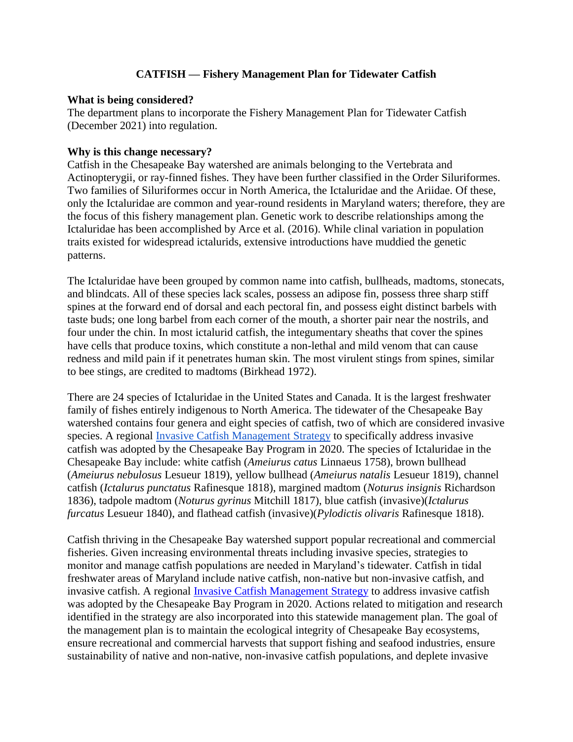# CATFISH — Fishery Management Plan for Tidewater Catfish

**What is being considered?**

The department plans to incorporate the Fishery Management Plan for Tidewater Catfish (December 2021) into regulation.

**Why is this change necessary?**

Catfish in the Chesapeake Bay watershed are animals belonging to the Vertebrata and Actinopterygii, or ray-finned fishes. They have been further classified in the Order Siluriformes. Two families of Siluriformes occur in North America, the Ictaluridae and the Ariidae. Of these, only the Ictaluridae are common and year-round residents in Maryland waters; therefore, they are the focus of this fishery management plan. Genetic work to describe relationships among the Ictaluridae has been accomplished by Arce et al. (2016). While clinal variation in population traits existed for widespread ictalurids, extensive introductions have muddied the genetic patterns.

The Ictaluridae have been grouped by common name into catfish, bullheads, madtoms, stonecats, and blindcats. All of these species lack scales, possess an adipose fin, possess three sharp stiff spines at the forward end of dorsal and each pectoral fin, and possess eight distinct barbels with taste buds; one long barbel from each corner of the mouth, a shorter pair near the nostrils, and four under the chin. In most ictalurid catfish, the integumentary sheaths that cover the spines have cells that produce toxins, which constitute a non-lethal and mild venom that can cause redness and mild pain if it penetrates human skin. The most virulent stings from spines, similar to bee stings, are credited to madtoms (Birkhead 1972).

There are 24 species of Ictaluridae in the United States and Canada. It is the largest freshwater family of fishes entirely indigenous to North America. The tidewater of the Chesapeake Bay watershed contains four genera and eight species of catfish, two of which are considered invasive species. A regional Invasive Catfish Management Strategy to specifically address invasive catfish was adopted by the Chesapeake Bay Program in 2020. The species of Ictaluridae in the Chesapeake Bay include: white catfish (*Ameiurus catus* Linnaeus 1758), brown bullhead (*Ameiurus nebulosus* Lesueur 1819), yellow bullhead (*Ameiurus natalis* Lesueur 1819), channel catfish (*Ictalurus punctatus* Rafinesque 1818), margined madtom (*Noturus insignis* Richardson 1836), tadpole madtom (*Noturus gyrinus* Mitchill 1817), blue catfish (invasive)(*Ictalurus furcatus* Lesueur 1840), and flathead catfish (invasive)(*Pylodictis olivaris* Rafinesque 1818).

Catfish thriving in the Chesapeake Bay watershed support popular recreational and commercial fisheries. Given increasing environmental threats including invasive species, strategies to monitor and manage catfish populations are needed in Maryland's tidewater. Catfish in tidal freshwater areas of Maryland include native catfish, non-native but non-invasive catfish, and invasive catfish. A regional Invasive Catfish Management Strategy to address invasive catfish was adopted by the Chesapeake Bay Program in 2020. Actions related to mitigation and research identified in the strategy are also incorporated into this statewide management plan. The goal of the management plan is to maintain the ecological integrity of Chesapeake Bay ecosystems, ensure recreational and commercial harvests that support fishing and seafood industries, ensure sustainability of native and non-native, non-invasive catfish populations, and deplete invasive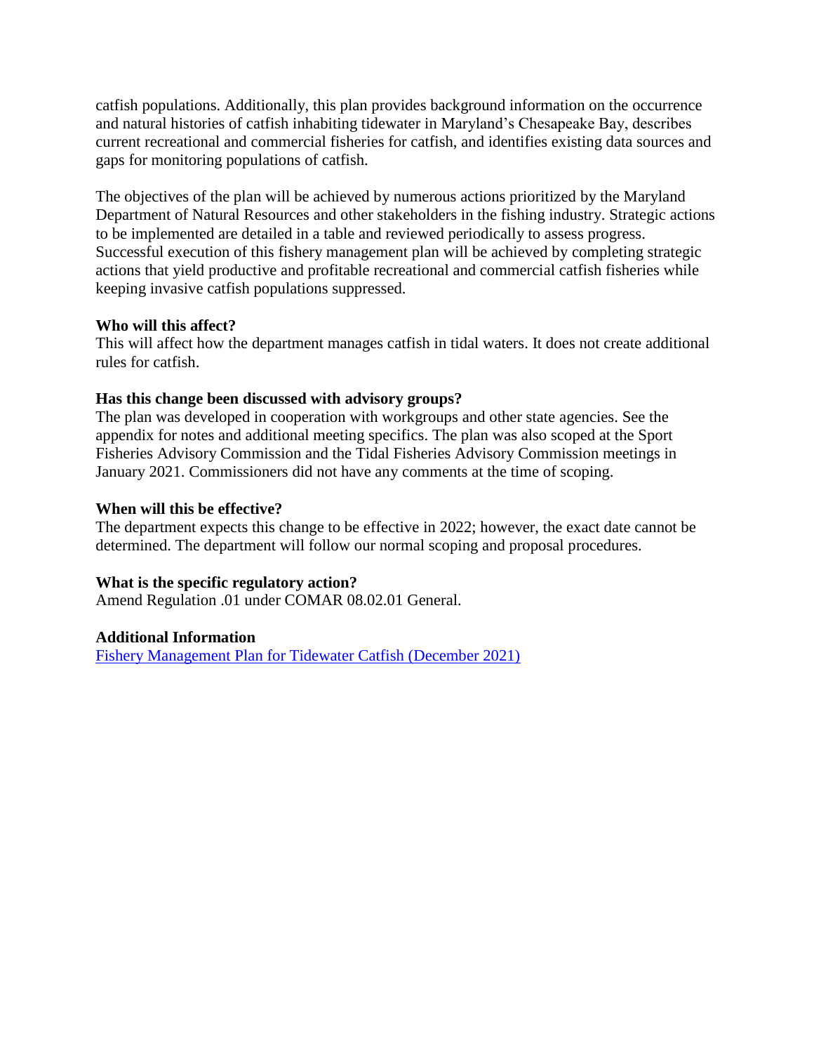catfish populations. Additionally, this plan provides background information on the occurrence and natural histories of catfish inhabiting tidewater in Maryland's Chesapeake Bay, describes current recreational and commercial fisheries for catfish, and identifies existing data sources and gaps for monitoring populations of catfish.

The objectives of the plan will be achieved by numerous actions prioritized by the Maryland Department of Natural Resources and other stakeholders in the fishing industry. Strategic actions to be implemented are detailed in a table and reviewed periodically to assess progress. Successful execution of this fishery management plan will be achieved by completing strategic actions that yield productive and profitable recreational and commercial catfish fisheries while keeping invasive catfish populations suppressed.

**Who will this affect?**
This will affect how the department manages catfish in tidal waters. It does not create additional rules for catfish.

**Has this change been discussed with advisory groups?**
The plan was developed in cooperation with workgroups and other state agencies. See the appendix for notes and additional meeting specifics. The plan was also scoped at the Sport Fisheries Advisory Commission and the Tidal Fisheries Advisory Commission meetings in January 2021. Commissioners did not have any comments at the time of scoping.

**When will this be effective?**
The department expects this change to be effective in 2022; however, the exact date cannot be determined. The department will follow our normal scoping and proposal procedures.

**What is the specific regulatory action?**
Amend Regulation .01 under COMAR 08.02.01 General.

**Additional Information**
Fishery Management Plan for Tidewater Catfish (December 2021)